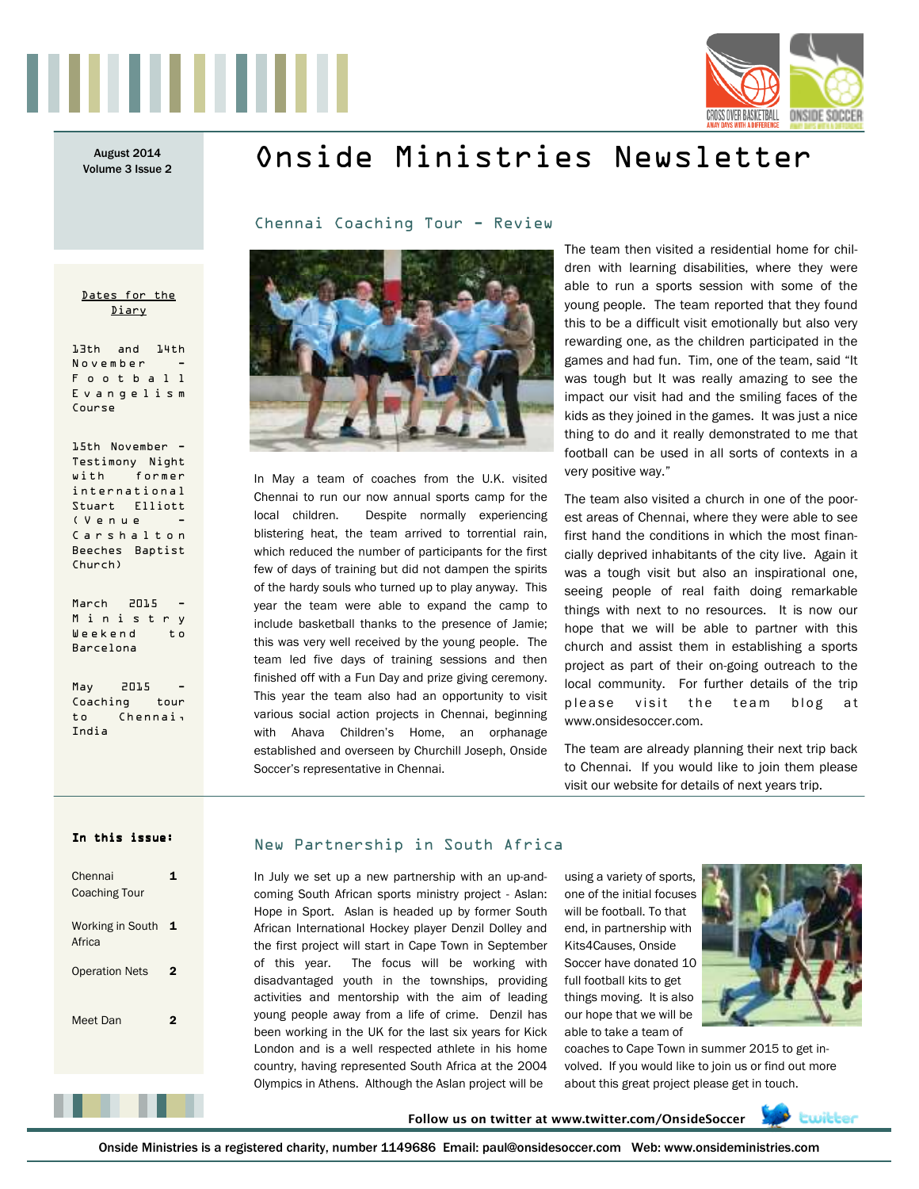August 2014
Volume 3 Issue 2

# Onside Ministries Newsletter

**Dates for the Diary**

13th and 14th November - Football Evangelism Course

15th November - Testimony Night with former international Stuart Elliott (Venue - Carshalton Beeches Baptist Church)

March 2015 - Ministry Weekend to Barcelona

May 2015 - Coaching tour to Chennai, India

**In this issue:**

| | |
|---|---|
| Chennai Coaching Tour | 1 |
| Working in South Africa | 1 |
| Operation Nets | 2 |
| Meet Dan | 2 |

## Chennai Coaching Tour - Review

In May a team of coaches from the U.K. visited Chennai to run our now annual sports camp for the local children. Despite normally experiencing blistering heat, the team arrived to torrential rain, which reduced the number of participants for the first few of days of training but did not dampen the spirits of the hardy souls who turned up to play anyway. This year the team were able to expand the camp to include basketball thanks to the presence of Jamie; this was very well received by the young people. The team led five days of training sessions and then finished off with a Fun Day and prize giving ceremony. This year the team also had an opportunity to visit various social action projects in Chennai, beginning with Ahava Children's Home, an orphanage established and overseen by Churchill Joseph, Onside Soccer's representative in Chennai.

The team then visited a residential home for children with learning disabilities, where they were able to run a sports session with some of the young people. The team reported that they found this to be a difficult visit emotionally but also very rewarding one, as the children participated in the games and had fun. Tim, one of the team, said "It was tough but It was really amazing to see the impact our visit had and the smiling faces of the kids as they joined in the games. It was just a nice thing to do and it really demonstrated to me that football can be used in all sorts of contexts in a very positive way."

The team also visited a church in one of the poorest areas of Chennai, where they were able to see first hand the conditions in which the most financially deprived inhabitants of the city live. Again it was a tough visit but also an inspirational one, seeing people of real faith doing remarkable things with next to no resources. It is now our hope that we will be able to partner with this church and assist them in establishing a sports project as part of their on-going outreach to the local community. For further details of the trip please visit the team blog at www.onsidesoccer.com.

The team are already planning their next trip back to Chennai. If you would like to join them please visit our website for details of next years trip.

## New Partnership in South Africa

In July we set up a new partnership with an up-and-coming South African sports ministry project - Aslan: Hope in Sport. Aslan is headed up by former South African International Hockey player Denzil Dolley and the first project will start in Cape Town in September of this year. The focus will be working with disadvantaged youth in the townships, providing activities and mentorship with the aim of leading young people away from a life of crime. Denzil has been working in the UK for the last six years for Kick London and is a well respected athlete in his home country, having represented South Africa at the 2004 Olympics in Athens. Although the Aslan project will be using a variety of sports, one of the initial focuses will be football. To that end, in partnership with Kits4Causes, Onside Soccer have donated 10 full football kits to get things moving. It is also our hope that we will be able to take a team of coaches to Cape Town in summer 2015 to get involved. If you would like to join us or find out more about this great project please get in touch.

**Follow us on twitter at www.twitter.com/OnsideSoccer**

Onside Ministries is a registered charity, number 1149686 Email: paul@onsidesoccer.com Web: www.onsideministries.com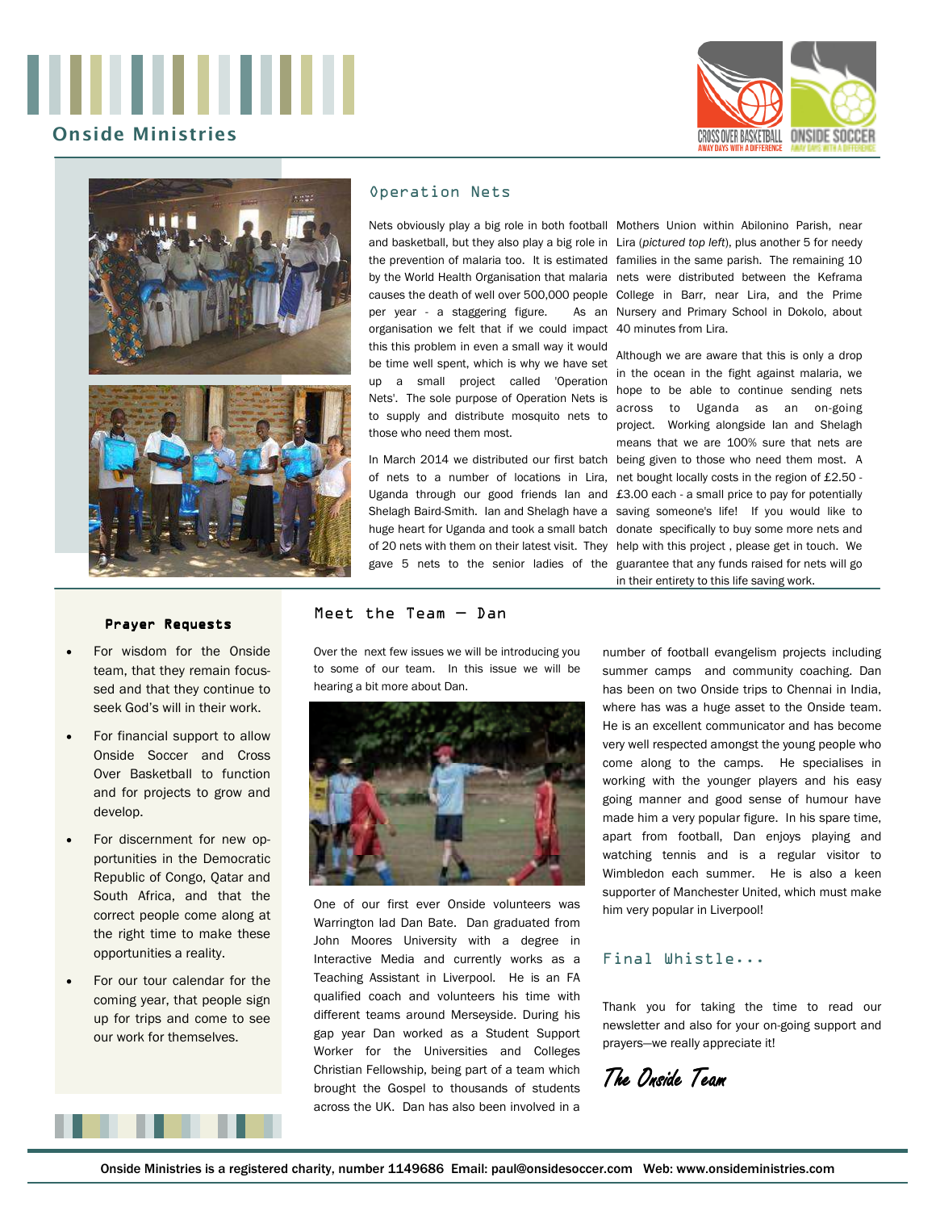# Onside Ministries

CROSS OVER BASKETBALL — AWAY DAYS WITH A DIFFERENCE
ONSIDE SOCCER — AWAY DAYS WITH A DIFFERENCE

## Operation Nets

Nets obviously play a big role in both football and basketball, but they also play a big role in the prevention of malaria too. It is estimated by the World Health Organisation that malaria causes the death of well over 500,000 people per year - a staggering figure. As an organisation we felt that if we could impact this this problem in even a small way it would be time well spent, which is why we have set up a small project called 'Operation Nets'. The sole purpose of Operation Nets is to supply and distribute mosquito nets to those who need them most.

In March 2014 we distributed our first batch of nets to a number of locations in Lira, Uganda through our good friends Ian and Shelagh Baird-Smith. Ian and Shelagh have a huge heart for Uganda and took a small batch of 20 nets with them on their latest visit. They gave 5 nets to the senior ladies of the Mothers Union within Abilonino Parish, near Lira (*pictured top left*), plus another 5 for needy families in the same parish. The remaining 10 nets were distributed between the Keframa College in Barr, near Lira, and the Prime Nursery and Primary School in Dokolo, about 40 minutes from Lira.

Although we are aware that this is only a drop in the ocean in the fight against malaria, we hope to be able to continue sending nets across to Uganda as an on-going project. Working alongside Ian and Shelagh means that we are 100% sure that nets are being given to those who need them most. A net bought locally costs in the region of £2.50 - £3.00 each - a small price to pay for potentially saving someone's life! If you would like to donate specifically to buy some more nets and help with this project , please get in touch. We guarantee that any funds raised for nets will go in their entirety to this life saving work.

### Prayer Requests

- For wisdom for the Onside team, that they remain focussed and that they continue to seek God's will in their work.
- For financial support to allow Onside Soccer and Cross Over Basketball to function and for projects to grow and develop.
- For discernment for new opportunities in the Democratic Republic of Congo, Qatar and South Africa, and that the correct people come along at the right time to make these opportunities a reality.
- For our tour calendar for the coming year, that people sign up for trips and come to see our work for themselves.

## Meet the Team — Dan

Over the next few issues we will be introducing you to some of our team. In this issue we will be hearing a bit more about Dan.

One of our first ever Onside volunteers was Warrington lad Dan Bate. Dan graduated from John Moores University with a degree in Interactive Media and currently works as a Teaching Assistant in Liverpool. He is an FA qualified coach and volunteers his time with different teams around Merseyside. During his gap year Dan worked as a Student Support Worker for the Universities and Colleges Christian Fellowship, being part of a team which brought the Gospel to thousands of students across the UK. Dan has also been involved in a number of football evangelism projects including summer camps and community coaching. Dan has been on two Onside trips to Chennai in India, where he has was a huge asset to the Onside team. He is an excellent communicator and has become very well respected amongst the young people who come along to the camps. He specialises in working with the younger players and his easy going manner and good sense of humour have made him a very popular figure. In his spare time, apart from football, Dan enjoys playing and watching tennis and is a regular visitor to Wimbledon each summer. He is also a keen supporter of Manchester United, which must make him very popular in Liverpool!

## Final Whistle...

Thank you for taking the time to read our newsletter and also for your on-going support and prayers—we really appreciate it!

*The Onside Team*

Onside Ministries is a registered charity, number 1149686 Email: paul@onsidesoccer.com Web: www.onsideministries.com